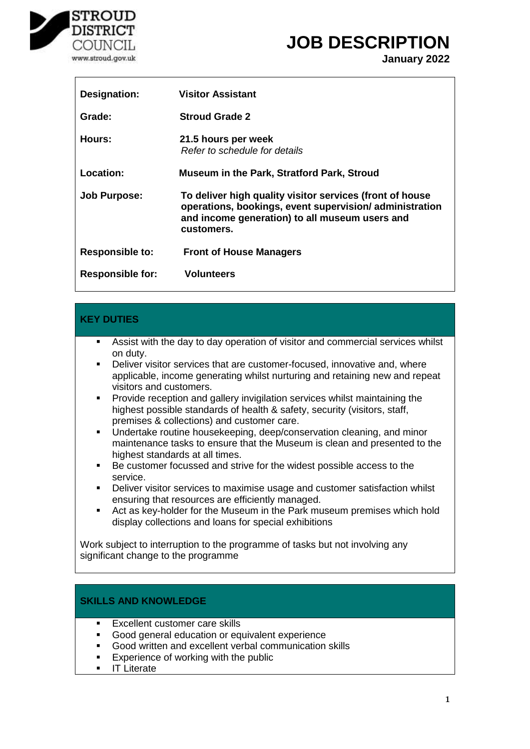STROUD DISTRICT COUNCIL
www.stroud.gov.uk

# JOB DESCRIPTION

**January 2022**

| | |
|---|---|
| **Designation:** | **Visitor Assistant** |
| **Grade:** | **Stroud Grade 2** |
| **Hours:** | **21.5 hours per week** *Refer to schedule for details* |
| **Location:** | **Museum in the Park, Stratford Park, Stroud** |
| **Job Purpose:** | **To deliver high quality visitor services (front of house operations, bookings, event supervision/ administration and income generation) to all museum users and customers.** |
| **Responsible to:** | **Front of House Managers** |
| **Responsible for:** | **Volunteers** |

## KEY DUTIES

- Assist with the day to day operation of visitor and commercial services whilst on duty.
- Deliver visitor services that are customer-focused, innovative and, where applicable, income generating whilst nurturing and retaining new and repeat visitors and customers.
- Provide reception and gallery invigilation services whilst maintaining the highest possible standards of health & safety, security (visitors, staff, premises & collections) and customer care.
- Undertake routine housekeeping, deep/conservation cleaning, and minor maintenance tasks to ensure that the Museum is clean and presented to the highest standards at all times.
- Be customer focussed and strive for the widest possible access to the service.
- Deliver visitor services to maximise usage and customer satisfaction whilst ensuring that resources are efficiently managed.
- Act as key-holder for the Museum in the Park museum premises which hold display collections and loans for special exhibitions

Work subject to interruption to the programme of tasks but not involving any significant change to the programme

## SKILLS AND KNOWLEDGE

- Excellent customer care skills
- Good general education or equivalent experience
- Good written and excellent verbal communication skills
- Experience of working with the public
- IT Literate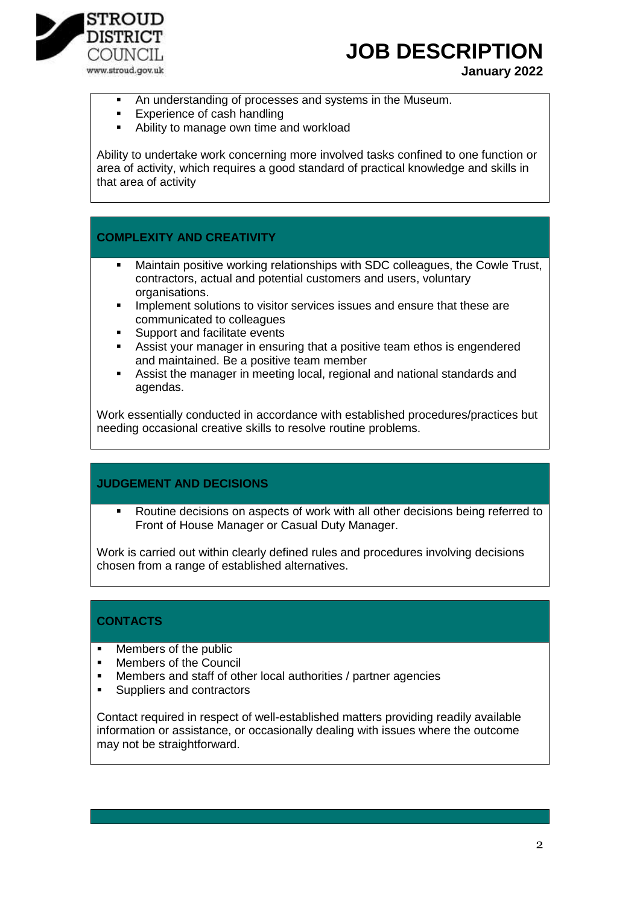- An understanding of processes and systems in the Museum.
- Experience of cash handling
- Ability to manage own time and workload

Ability to undertake work concerning more involved tasks confined to one function or area of activity, which requires a good standard of practical knowledge and skills in that area of activity

## COMPLEXITY AND CREATIVITY

- Maintain positive working relationships with SDC colleagues, the Cowle Trust, contractors, actual and potential customers and users, voluntary organisations.
- Implement solutions to visitor services issues and ensure that these are communicated to colleagues
- Support and facilitate events
- Assist your manager in ensuring that a positive team ethos is engendered and maintained. Be a positive team member
- Assist the manager in meeting local, regional and national standards and agendas.

Work essentially conducted in accordance with established procedures/practices but needing occasional creative skills to resolve routine problems.

## JUDGEMENT AND DECISIONS

- Routine decisions on aspects of work with all other decisions being referred to Front of House Manager or Casual Duty Manager.

Work is carried out within clearly defined rules and procedures involving decisions chosen from a range of established alternatives.

## CONTACTS

- Members of the public
- Members of the Council
- Members and staff of other local authorities / partner agencies
- Suppliers and contractors

Contact required in respect of well-established matters providing readily available information or assistance, or occasionally dealing with issues where the outcome may not be straightforward.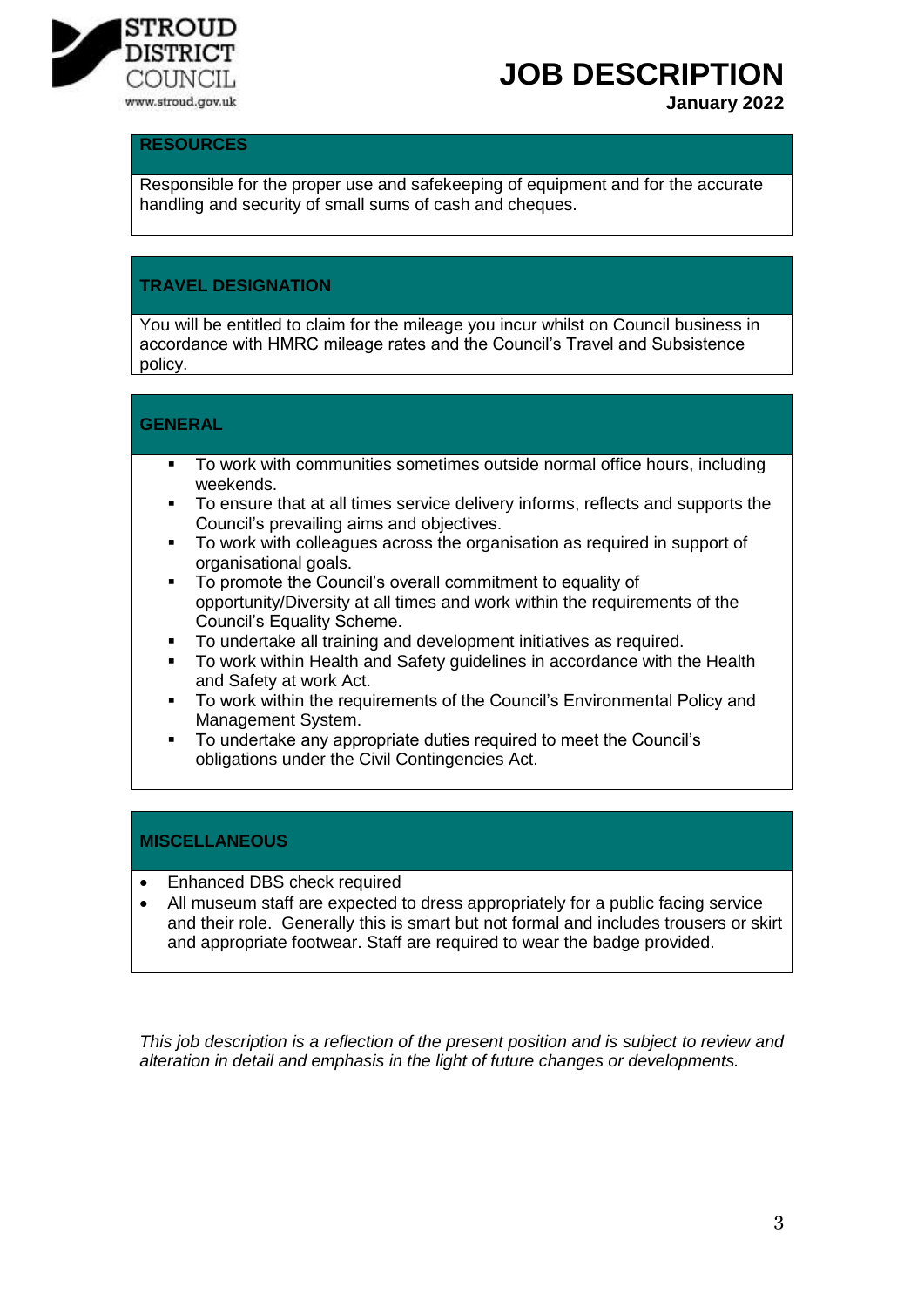# JOB DESCRIPTION

**January 2022**

## RESOURCES

Responsible for the proper use and safekeeping of equipment and for the accurate handling and security of small sums of cash and cheques.

## TRAVEL DESIGNATION

You will be entitled to claim for the mileage you incur whilst on Council business in accordance with HMRC mileage rates and the Council's Travel and Subsistence policy.

## GENERAL

- To work with communities sometimes outside normal office hours, including weekends.
- To ensure that at all times service delivery informs, reflects and supports the Council's prevailing aims and objectives.
- To work with colleagues across the organisation as required in support of organisational goals.
- To promote the Council's overall commitment to equality of opportunity/Diversity at all times and work within the requirements of the Council's Equality Scheme.
- To undertake all training and development initiatives as required.
- To work within Health and Safety guidelines in accordance with the Health and Safety at work Act.
- To work within the requirements of the Council's Environmental Policy and Management System.
- To undertake any appropriate duties required to meet the Council's obligations under the Civil Contingencies Act.

## MISCELLANEOUS

- Enhanced DBS check required
- All museum staff are expected to dress appropriately for a public facing service and their role. Generally this is smart but not formal and includes trousers or skirt and appropriate footwear. Staff are required to wear the badge provided.

*This job description is a reflection of the present position and is subject to review and alteration in detail and emphasis in the light of future changes or developments.*